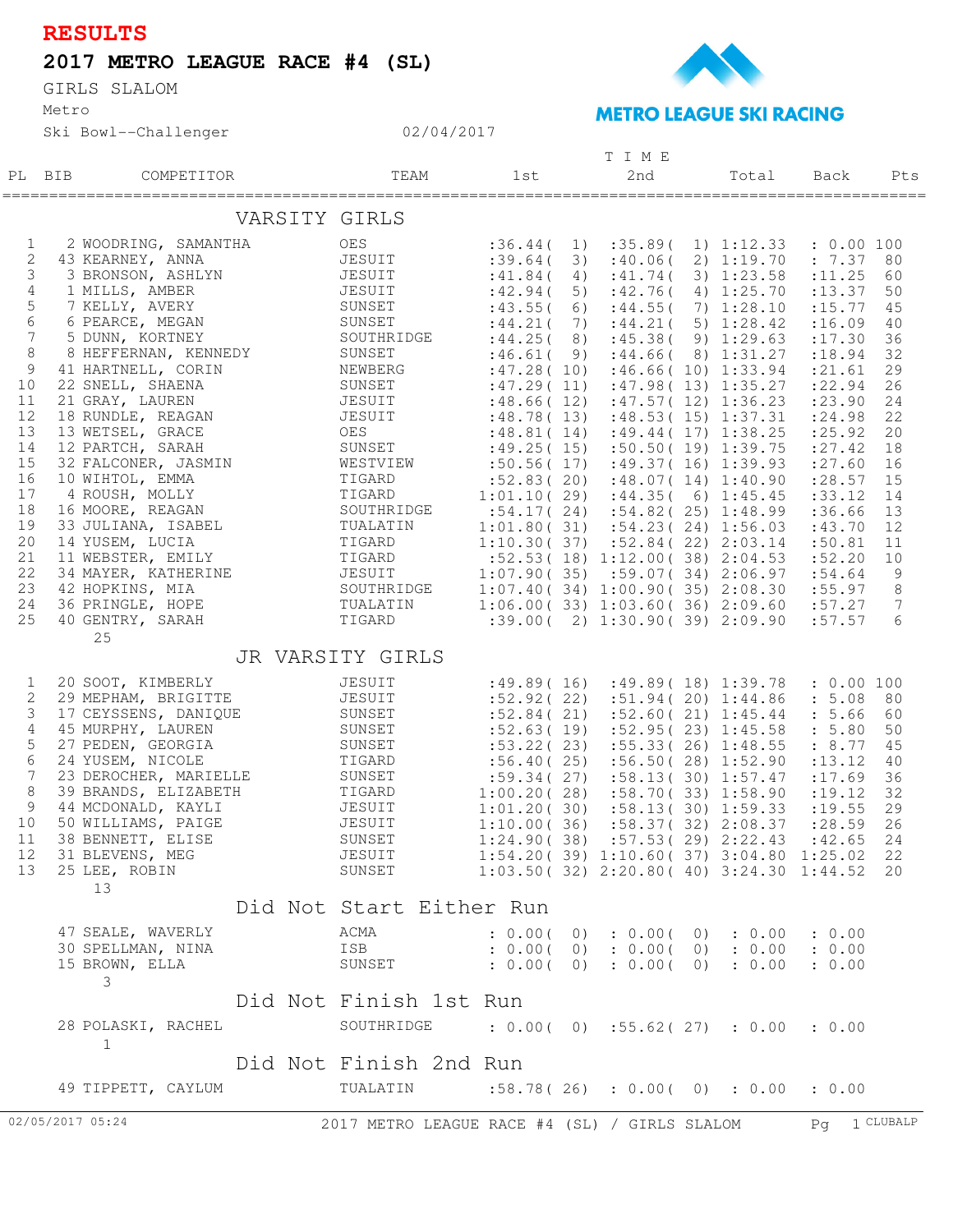# RESULTS

## 2017 METRO LEAGUE RACE #4 (SL)

GIRLS SLALOM

Metro

Ski Bowl--Challenger 02/04/2017

METRO LEAGUE SKI RACING

### VARSITY GIRLS

| PL | BIB | COMPETITOR | TEAM | 1st | 2nd | Total | Back | Pts |
|---|---|---|---|---|---|---|---|---|
| 1 | 2 | WOODRING, SAMANTHA | OES | :36.44( 1) | :35.89( 1) | 1:12.33 | : 0.00 | 100 |
| 2 | 43 | KEARNEY, ANNA | JESUIT | :39.64( 3) | :40.06( 2) | 1:19.70 | : 7.37 | 80 |
| 3 | 3 | BRONSON, ASHLYN | JESUIT | :41.84( 4) | :41.74( 3) | 1:23.58 | :11.25 | 60 |
| 4 | 1 | MILLS, AMBER | JESUIT | :42.94( 5) | :42.76( 4) | 1:25.70 | :13.37 | 50 |
| 5 | 7 | KELLY, AVERY | SUNSET | :43.55( 6) | :44.55( 7) | 1:28.10 | :15.77 | 45 |
| 6 | 6 | PEARCE, MEGAN | SUNSET | :44.21( 7) | :44.21( 5) | 1:28.42 | :16.09 | 40 |
| 7 | 5 | DUNN, KORTNEY | SOUTHRIDGE | :44.25( 8) | :45.38( 9) | 1:29.63 | :17.30 | 36 |
| 8 | 8 | HEFFERNAN, KENNEDY | SUNSET | :46.61( 9) | :44.66( 8) | 1:31.27 | :18.94 | 32 |
| 9 | 41 | HARTNELL, CORIN | NEWBERG | :47.28( 10) | :46.66( 10) | 1:33.94 | :21.61 | 29 |
| 10 | 22 | SNELL, SHAENA | SUNSET | :47.29( 11) | :47.98( 13) | 1:35.27 | :22.94 | 26 |
| 11 | 21 | GRAY, LAUREN | JESUIT | :48.66( 12) | :47.57( 12) | 1:36.23 | :23.90 | 24 |
| 12 | 18 | RUNDLE, REAGAN | JESUIT | :48.78( 13) | :48.53( 15) | 1:37.31 | :24.98 | 22 |
| 13 | 13 | WETSEL, GRACE | OES | :48.81( 14) | :49.44( 17) | 1:38.25 | :25.92 | 20 |
| 14 | 12 | PARTCH, SARAH | SUNSET | :49.25( 15) | :50.50( 19) | 1:39.75 | :27.42 | 18 |
| 15 | 32 | FALCONER, JASMIN | WESTVIEW | :50.56( 17) | :49.37( 16) | 1:39.93 | :27.60 | 16 |
| 16 | 10 | WIHTOL, EMMA | TIGARD | :52.83( 20) | :48.07( 14) | 1:40.90 | :28.57 | 15 |
| 17 | 4 | ROUSH, MOLLY | TIGARD | 1:01.10( 29) | :44.35( 6) | 1:45.45 | :33.12 | 14 |
| 18 | 16 | MOORE, REAGAN | SOUTHRIDGE | :54.17( 24) | :54.82( 25) | 1:48.99 | :36.66 | 13 |
| 19 | 33 | JULIANA, ISABEL | TUALATIN | 1:01.80( 31) | :54.23( 24) | 1:56.03 | :43.70 | 12 |
| 20 | 14 | YUSEM, LUCIA | TIGARD | 1:10.30( 37) | :52.84( 22) | 2:03.14 | :50.81 | 11 |
| 21 | 11 | WEBSTER, EMILY | TIGARD | :52.53( 18) | 1:12.00( 38) | 2:04.53 | :52.20 | 10 |
| 22 | 34 | MAYER, KATHERINE | JESUIT | 1:07.90( 35) | :59.07( 34) | 2:06.97 | :54.64 | 9 |
| 23 | 42 | HOPKINS, MIA | SOUTHRIDGE | 1:07.40( 34) | 1:00.90( 35) | 2:08.30 | :55.97 | 8 |
| 24 | 36 | PRINGLE, HOPE | TUALATIN | 1:06.00( 33) | 1:03.60( 36) | 2:09.60 | :57.27 | 7 |
| 25 | 40 | GENTRY, SARAH | TIGARD | :39.00( 2) | 1:30.90( 39) | 2:09.90 | :57.57 | 6 |

25

### JR VARSITY GIRLS

| PL | BIB | COMPETITOR | TEAM | 1st | 2nd | Total | Back | Pts |
|---|---|---|---|---|---|---|---|---|
| 1 | 20 | SOOT, KIMBERLY | JESUIT | :49.89( 16) | :49.89( 18) | 1:39.78 | : 0.00 | 100 |
| 2 | 29 | MEPHAM, BRIGITTE | JESUIT | :52.92( 22) | :51.94( 20) | 1:44.86 | : 5.08 | 80 |
| 3 | 17 | CEYSSENS, DANIQUE | SUNSET | :52.84( 21) | :52.60( 21) | 1:45.44 | : 5.66 | 60 |
| 4 | 45 | MURPHY, LAUREN | SUNSET | :52.63( 19) | :52.95( 23) | 1:45.58 | : 5.80 | 50 |
| 5 | 27 | PEDEN, GEORGIA | SUNSET | :53.22( 23) | :55.33( 26) | 1:48.55 | : 8.77 | 45 |
| 6 | 24 | YUSEM, NICOLE | TIGARD | :56.40( 25) | :56.50( 28) | 1:52.90 | :13.12 | 40 |
| 7 | 23 | DEROCHER, MARIELLE | SUNSET | :59.34( 27) | :58.13( 30) | 1:57.47 | :17.69 | 36 |
| 8 | 39 | BRANDS, ELIZABETH | TIGARD | 1:00.20( 28) | :58.70( 33) | 1:58.90 | :19.12 | 32 |
| 9 | 44 | MCDONALD, KAYLI | JESUIT | 1:01.20( 30) | :58.13( 30) | 1:59.33 | :19.55 | 29 |
| 10 | 50 | WILLIAMS, PAIGE | JESUIT | 1:10.00( 36) | :58.37( 32) | 2:08.37 | :28.59 | 26 |
| 11 | 38 | BENNETT, ELISE | SUNSET | 1:24.90( 38) | :57.53( 29) | 2:22.43 | :42.65 | 24 |
| 12 | 31 | BLEVENS, MEG | JESUIT | 1:54.20( 39) | 1:10.60( 37) | 3:04.80 | 1:25.02 | 22 |
| 13 | 25 | LEE, ROBIN | SUNSET | 1:03.50( 32) | 2:20.80( 40) | 3:24.30 | 1:44.52 | 20 |

13

### Did Not Start Either Run

| BIB | COMPETITOR | TEAM | 1st | 2nd | Total | Back |
|---|---|---|---|---|---|---|
| 47 | SEALE, WAVERLY | ACMA | : 0.00( 0) | : 0.00( 0) | : 0.00 | : 0.00 |
| 30 | SPELLMAN, NINA | ISB | : 0.00( 0) | : 0.00( 0) | : 0.00 | : 0.00 |
| 15 | BROWN, ELLA | SUNSET | : 0.00( 0) | : 0.00( 0) | : 0.00 | : 0.00 |

3

### Did Not Finish 1st Run

| BIB | COMPETITOR | TEAM | 1st | 2nd | Total | Back |
|---|---|---|---|---|---|---|
| 28 | POLASKI, RACHEL | SOUTHRIDGE | : 0.00( 0) | :55.62( 27) | : 0.00 | : 0.00 |

1

### Did Not Finish 2nd Run

| BIB | COMPETITOR | TEAM | 1st | 2nd | Total | Back |
|---|---|---|---|---|---|---|
| 49 | TIPPETT, CAYLUM | TUALATIN | :58.78( 26) | : 0.00( 0) | : 0.00 | : 0.00 |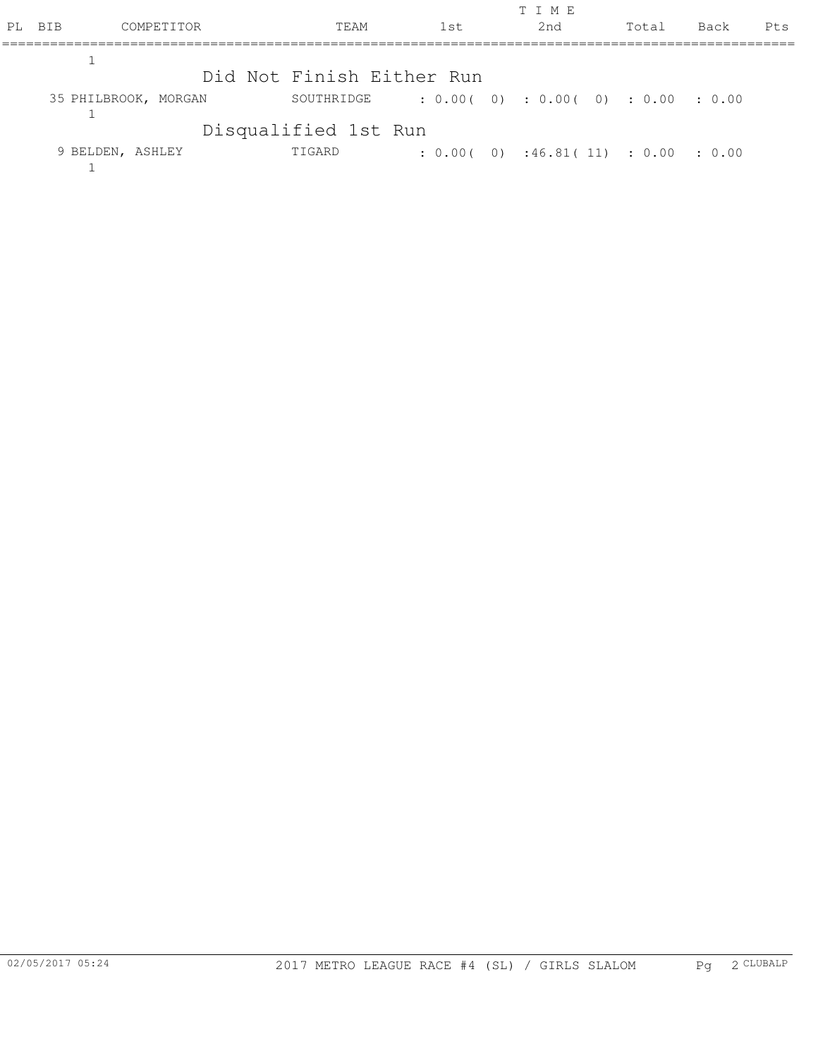| PL | BIB | COMPETITOR | TEAM | 1st | 2nd | Total | Back | Pts |
|---|---|---|---|---|---|---|---|---|
| | 1 | | | | | | | |
| | | **Did Not Finish Either Run** | | | | | | |
| | 35 | PHILBROOK, MORGAN | SOUTHRIDGE | : 0.00( 0) | : 0.00( 0) | : 0.00 | : 0.00 | |
| | 1 | | | | | | | |
| | | **Disqualified 1st Run** | | | | | | |
| | 9 | BELDEN, ASHLEY | TIGARD | : 0.00( 0) | :46.81( 11) | : 0.00 | : 0.00 | |
| | 1 | | | | | | | |

02/05/2017 05:24 2017 METRO LEAGUE RACE #4 (SL) / GIRLS SLALOM CLUBALP